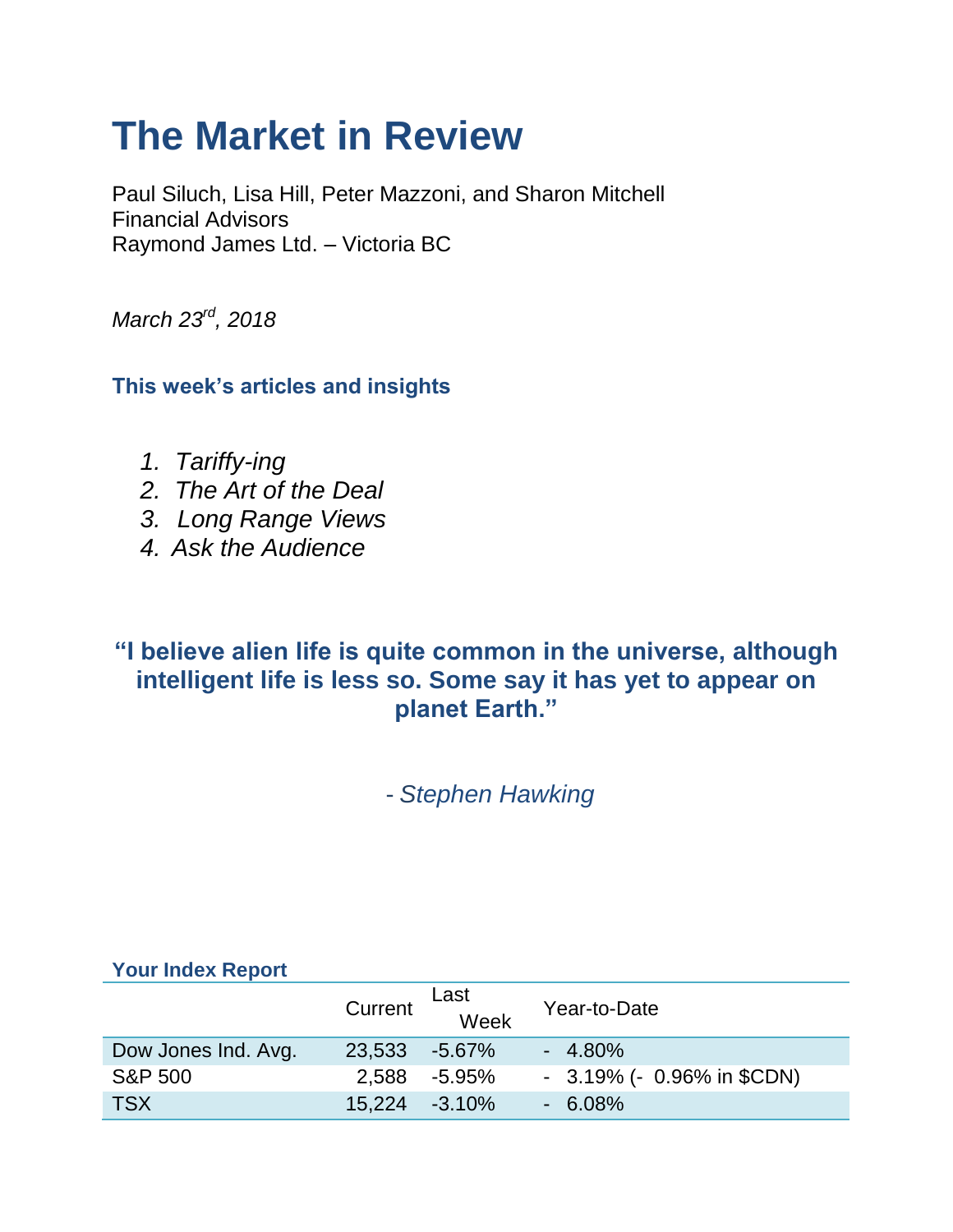# The Market in Review

Paul Siluch, Lisa Hill, Peter Mazzoni, and Sharon Mitchell
Financial Advisors
Raymond James Ltd. – Victoria BC

*March 23rd, 2018*

### This week's articles and insights

1. *Tariffy-ing*
2. *The Art of the Deal*
3. *Long Range Views*
4. *Ask the Audience*

**"I believe alien life is quite common in the universe, although intelligent life is less so. Some say it has yet to appear on planet Earth."**

- *Stephen Hawking*

### Your Index Report

| | Current | Last Week | Year-to-Date |
|---|---|---|---|
| Dow Jones Ind. Avg. | 23,533 | -5.67% | - 4.80% |
| S&P 500 | 2,588 | -5.95% | - 3.19% (- 0.96% in $CDN) |
| TSX | 15,224 | -3.10% | - 6.08% |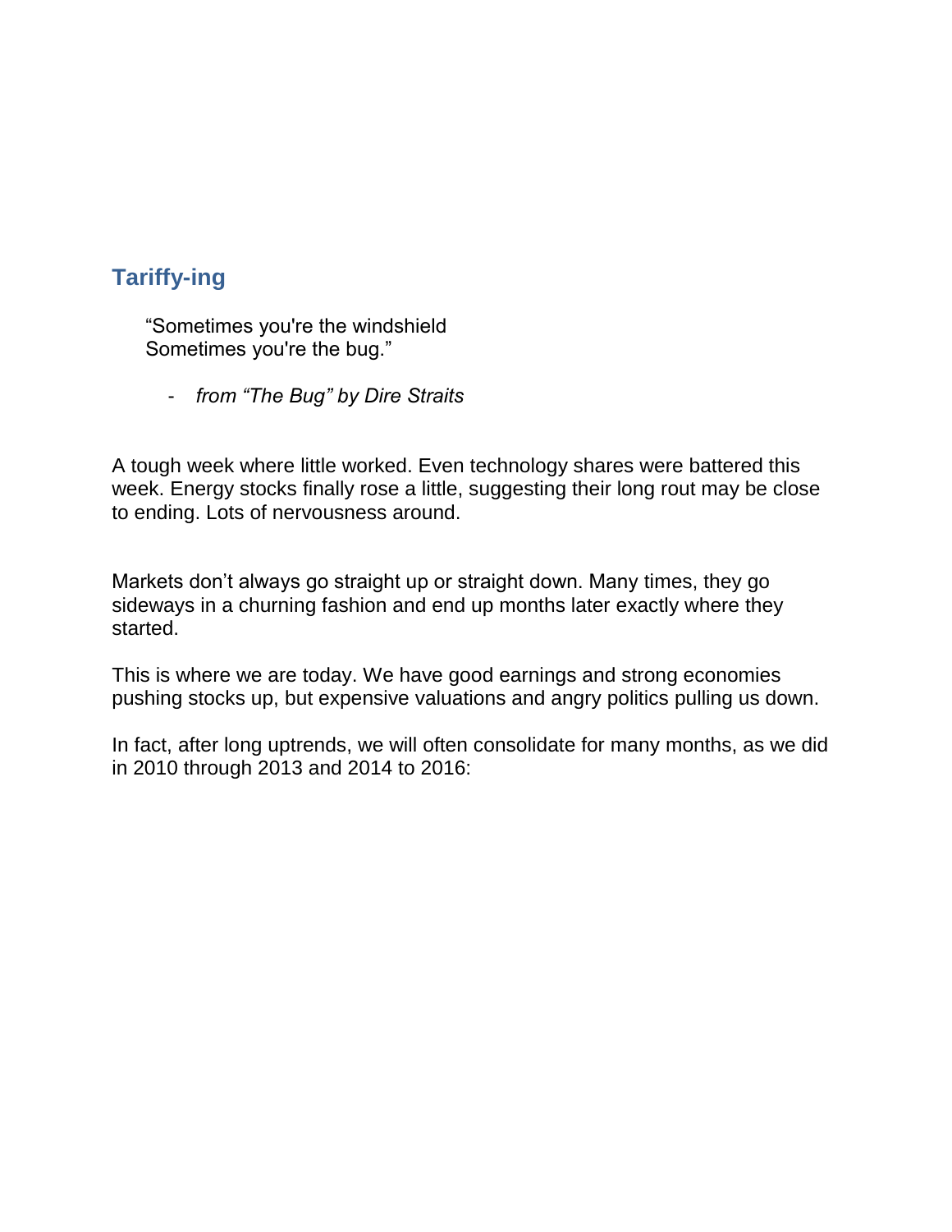## Tariffy-ing

> "Sometimes you're the windshield
> Sometimes you're the bug."
>
> - *from "The Bug" by Dire Straits*

A tough week where little worked. Even technology shares were battered this week. Energy stocks finally rose a little, suggesting their long rout may be close to ending. Lots of nervousness around.

Markets don't always go straight up or straight down. Many times, they go sideways in a churning fashion and end up months later exactly where they started.

This is where we are today. We have good earnings and strong economies pushing stocks up, but expensive valuations and angry politics pulling us down.

In fact, after long uptrends, we will often consolidate for many months, as we did in 2010 through 2013 and 2014 to 2016: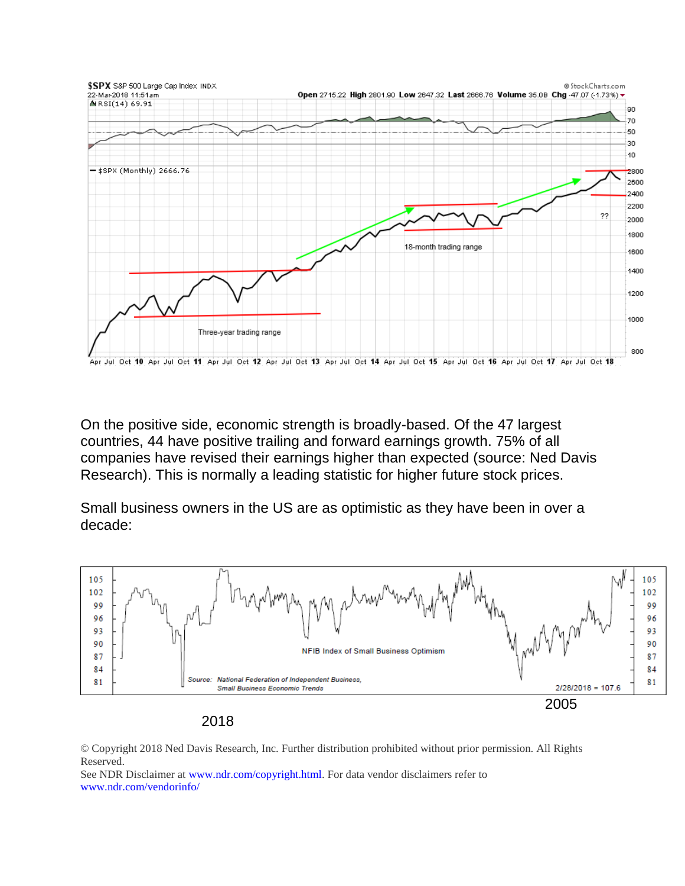On the positive side, economic strength is broadly-based. Of the 47 largest countries, 44 have positive trailing and forward earnings growth. 75% of all companies have revised their earnings higher than expected (source: Ned Davis Research). This is normally a leading statistic for higher future stock prices.

Small business owners in the US are as optimistic as they have been in over a decade:

2005

2018

© Copyright 2018 Ned Davis Research, Inc. Further distribution prohibited without prior permission. All Rights Reserved.
See NDR Disclaimer at www.ndr.com/copyright.html. For data vendor disclaimers refer to www.ndr.com/vendorinfo/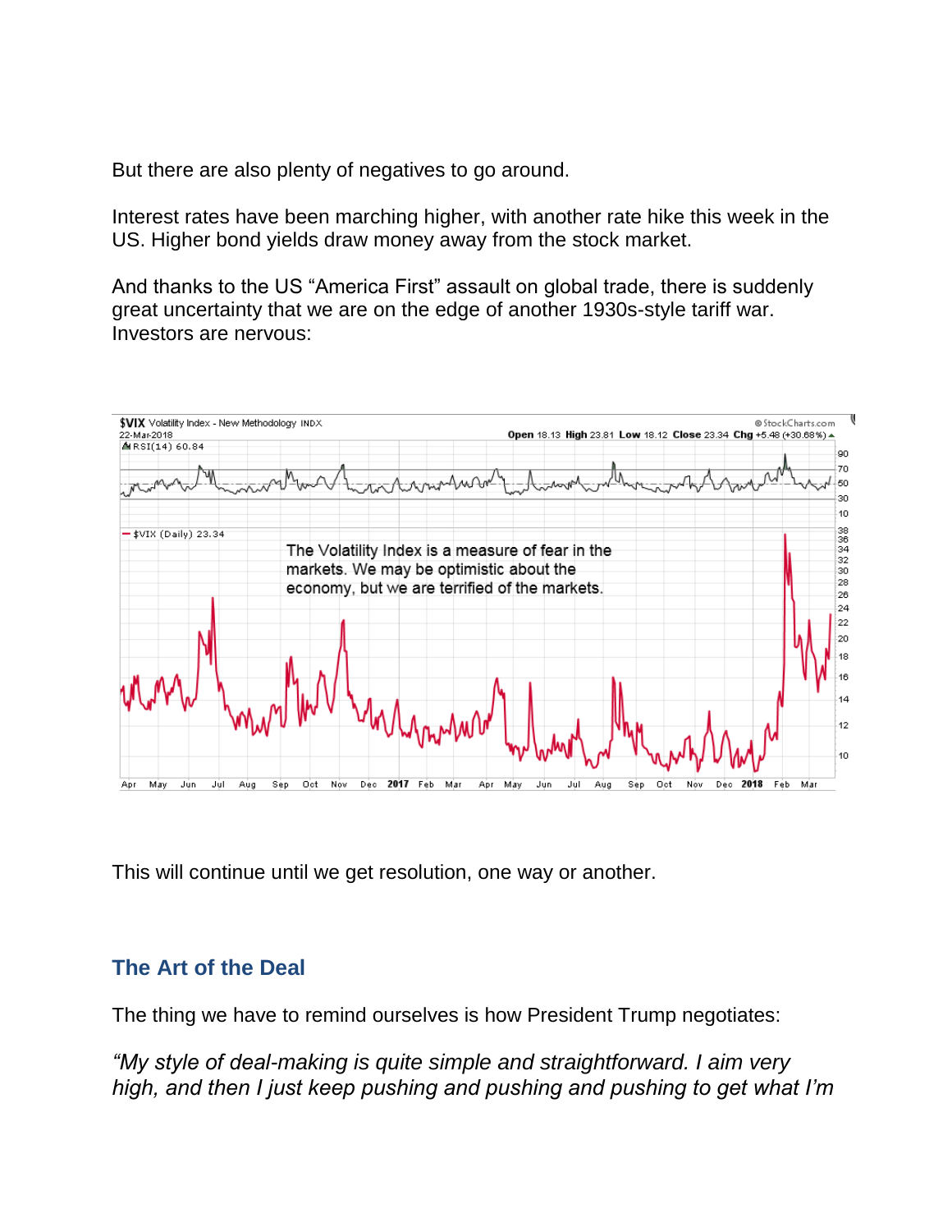But there are also plenty of negatives to go around.

Interest rates have been marching higher, with another rate hike this week in the US. Higher bond yields draw money away from the stock market.

And thanks to the US "America First" assault on global trade, there is suddenly great uncertainty that we are on the edge of another 1930s-style tariff war. Investors are nervous:

This will continue until we get resolution, one way or another.

## The Art of the Deal

The thing we have to remind ourselves is how President Trump negotiates:

*"My style of deal-making is quite simple and straightforward. I aim very high, and then I just keep pushing and pushing and pushing to get what I'm*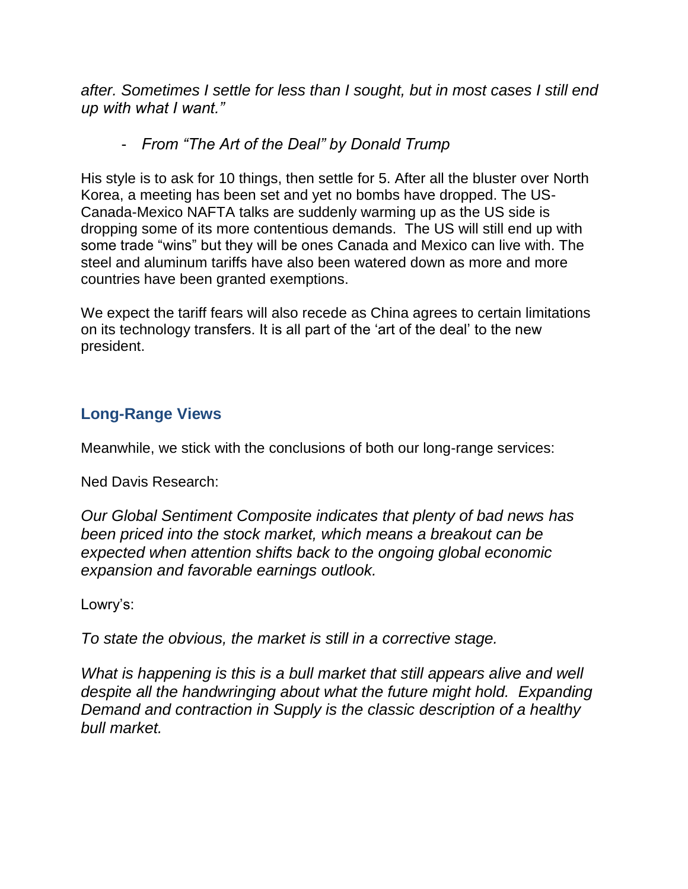*after. Sometimes I settle for less than I sought, but in most cases I still end up with what I want."*

- *From "The Art of the Deal" by Donald Trump*

His style is to ask for 10 things, then settle for 5. After all the bluster over North Korea, a meeting has been set and yet no bombs have dropped. The US-Canada-Mexico NAFTA talks are suddenly warming up as the US side is dropping some of its more contentious demands. The US will still end up with some trade "wins" but they will be ones Canada and Mexico can live with. The steel and aluminum tariffs have also been watered down as more and more countries have been granted exemptions.

We expect the tariff fears will also recede as China agrees to certain limitations on its technology transfers. It is all part of the 'art of the deal' to the new president.

## Long-Range Views

Meanwhile, we stick with the conclusions of both our long-range services:

Ned Davis Research:

*Our Global Sentiment Composite indicates that plenty of bad news has been priced into the stock market, which means a breakout can be expected when attention shifts back to the ongoing global economic expansion and favorable earnings outlook.*

Lowry's:

*To state the obvious, the market is still in a corrective stage.*

*What is happening is this is a bull market that still appears alive and well despite all the handwringing about what the future might hold. Expanding Demand and contraction in Supply is the classic description of a healthy bull market.*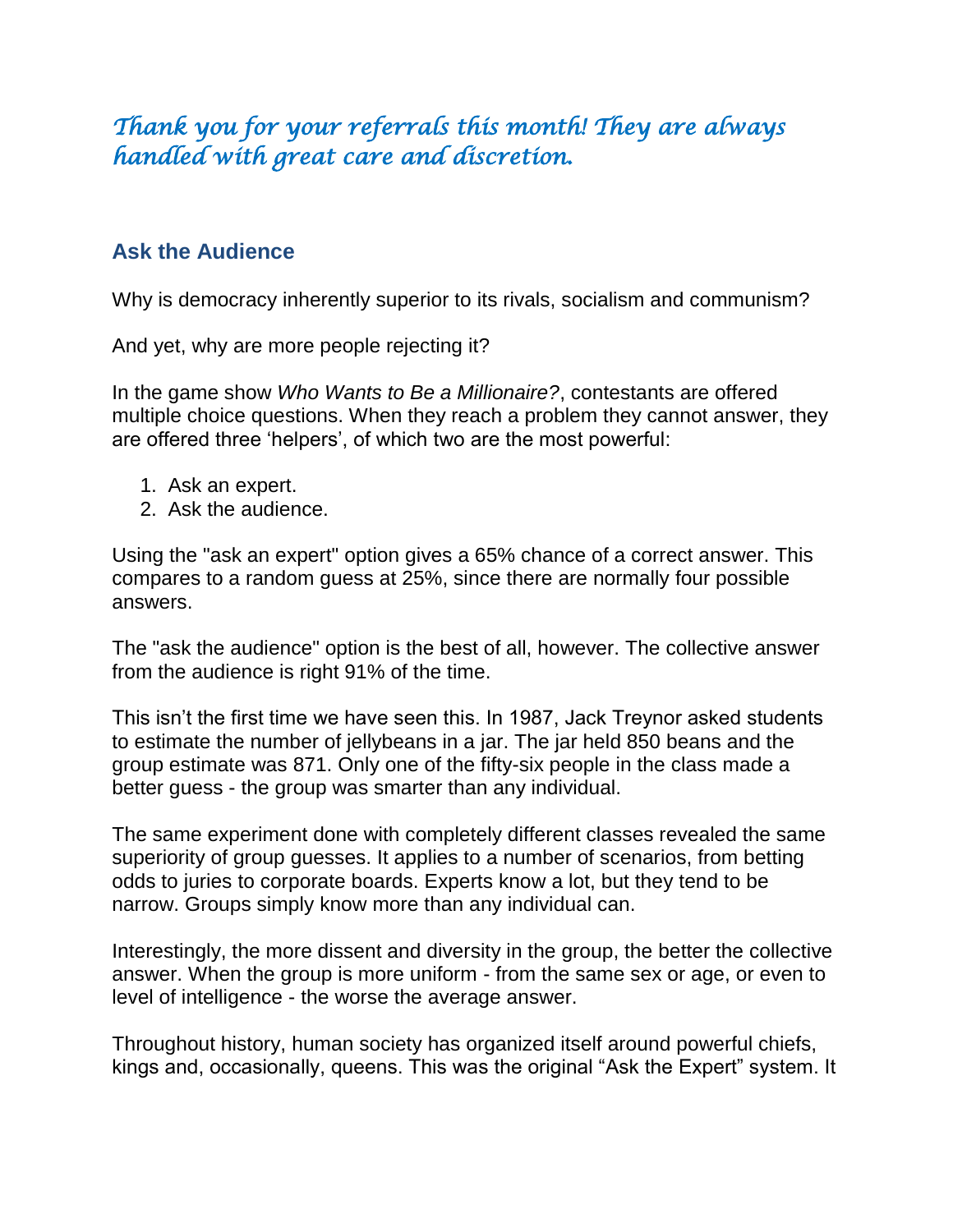*Thank you for your referrals this month! They are always handled with great care and discretion.*

## Ask the Audience

Why is democracy inherently superior to its rivals, socialism and communism?

And yet, why are more people rejecting it?

In the game show *Who Wants to Be a Millionaire?*, contestants are offered multiple choice questions. When they reach a problem they cannot answer, they are offered three 'helpers', of which two are the most powerful:

1. Ask an expert.
2. Ask the audience.

Using the "ask an expert" option gives a 65% chance of a correct answer. This compares to a random guess at 25%, since there are normally four possible answers.

The "ask the audience" option is the best of all, however. The collective answer from the audience is right 91% of the time.

This isn't the first time we have seen this. In 1987, Jack Treynor asked students to estimate the number of jellybeans in a jar. The jar held 850 beans and the group estimate was 871. Only one of the fifty-six people in the class made a better guess - the group was smarter than any individual.

The same experiment done with completely different classes revealed the same superiority of group guesses. It applies to a number of scenarios, from betting odds to juries to corporate boards. Experts know a lot, but they tend to be narrow. Groups simply know more than any individual can.

Interestingly, the more dissent and diversity in the group, the better the collective answer. When the group is more uniform - from the same sex or age, or even to level of intelligence - the worse the average answer.

Throughout history, human society has organized itself around powerful chiefs, kings and, occasionally, queens. This was the original "Ask the Expert" system. It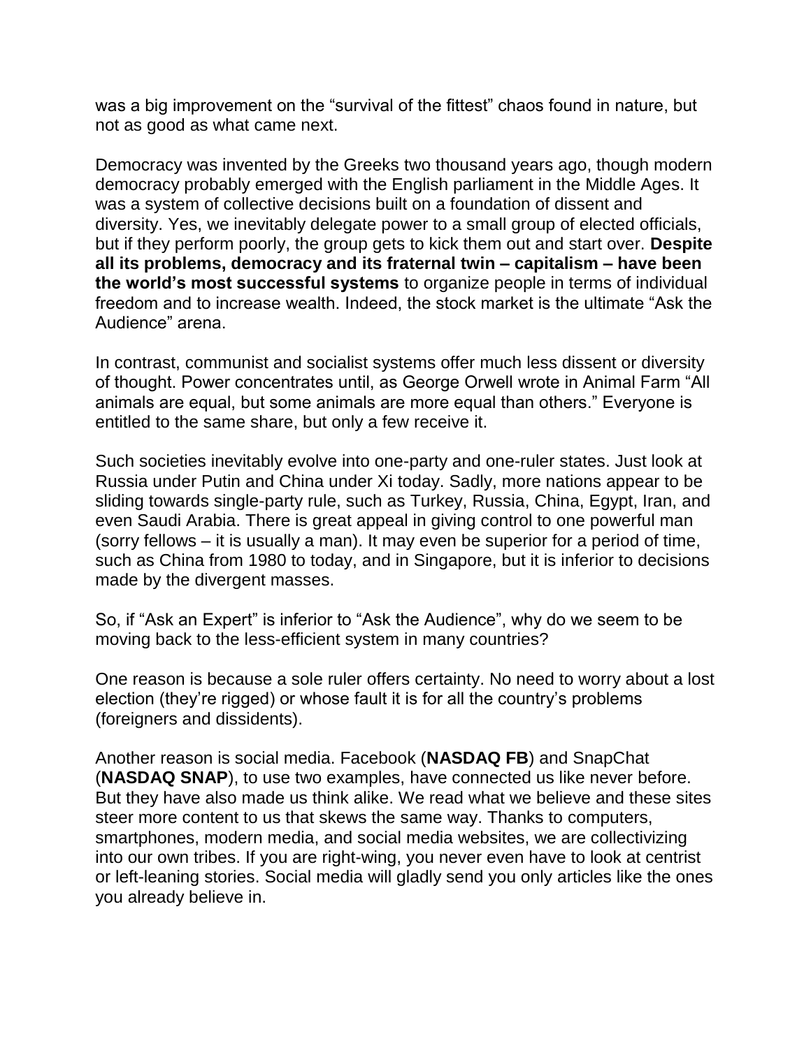was a big improvement on the "survival of the fittest" chaos found in nature, but not as good as what came next.

Democracy was invented by the Greeks two thousand years ago, though modern democracy probably emerged with the English parliament in the Middle Ages. It was a system of collective decisions built on a foundation of dissent and diversity. Yes, we inevitably delegate power to a small group of elected officials, but if they perform poorly, the group gets to kick them out and start over. **Despite all its problems, democracy and its fraternal twin – capitalism – have been the world's most successful systems** to organize people in terms of individual freedom and to increase wealth. Indeed, the stock market is the ultimate "Ask the Audience" arena.

In contrast, communist and socialist systems offer much less dissent or diversity of thought. Power concentrates until, as George Orwell wrote in Animal Farm "All animals are equal, but some animals are more equal than others." Everyone is entitled to the same share, but only a few receive it.

Such societies inevitably evolve into one-party and one-ruler states. Just look at Russia under Putin and China under Xi today. Sadly, more nations appear to be sliding towards single-party rule, such as Turkey, Russia, China, Egypt, Iran, and even Saudi Arabia. There is great appeal in giving control to one powerful man (sorry fellows – it is usually a man). It may even be superior for a period of time, such as China from 1980 to today, and in Singapore, but it is inferior to decisions made by the divergent masses.

So, if "Ask an Expert" is inferior to "Ask the Audience", why do we seem to be moving back to the less-efficient system in many countries?

One reason is because a sole ruler offers certainty. No need to worry about a lost election (they're rigged) or whose fault it is for all the country's problems (foreigners and dissidents).

Another reason is social media. Facebook (**NASDAQ FB**) and SnapChat (**NASDAQ SNAP**), to use two examples, have connected us like never before. But they have also made us think alike. We read what we believe and these sites steer more content to us that skews the same way. Thanks to computers, smartphones, modern media, and social media websites, we are collectivizing into our own tribes. If you are right-wing, you never even have to look at centrist or left-leaning stories. Social media will gladly send you only articles like the ones you already believe in.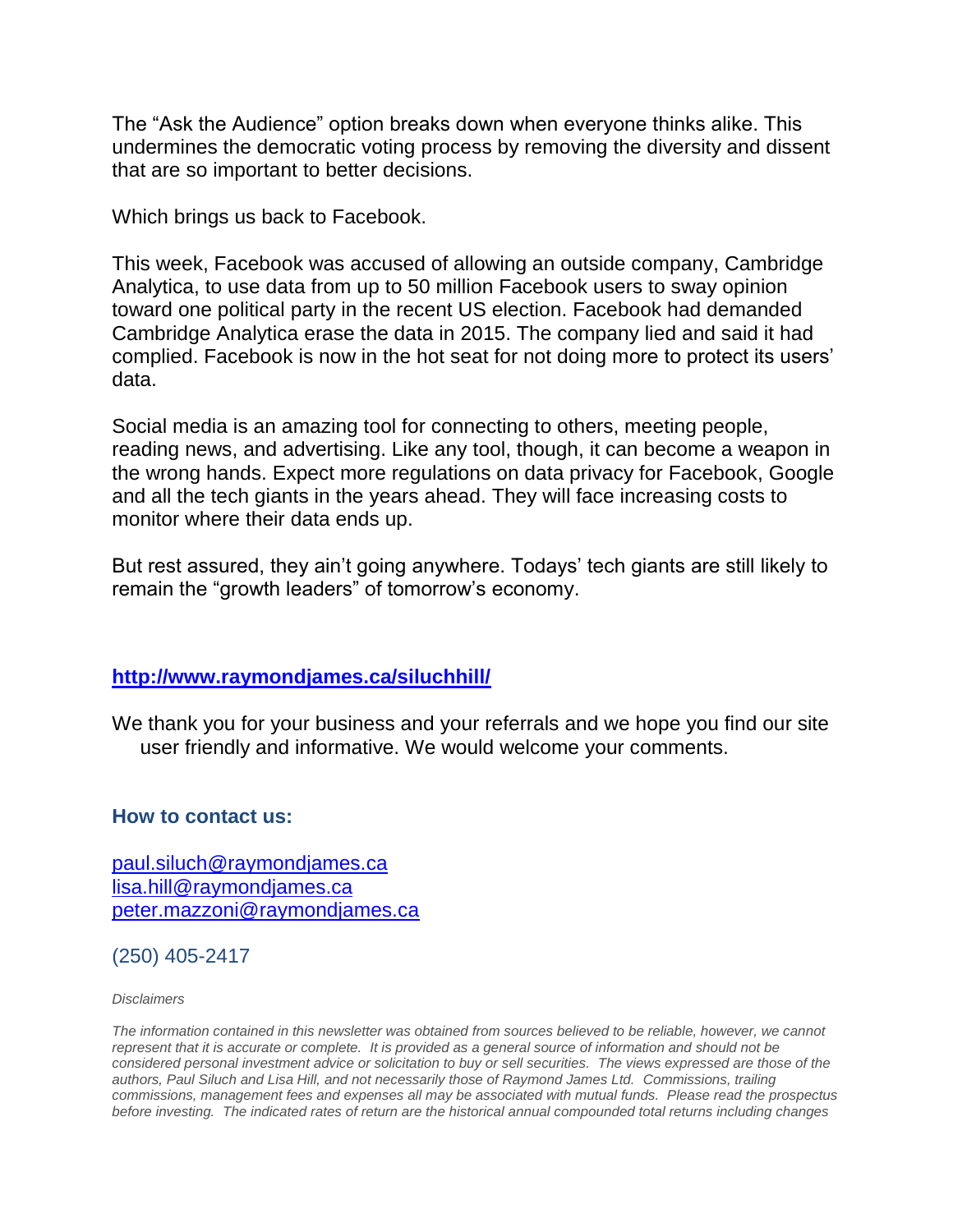The “Ask the Audience” option breaks down when everyone thinks alike. This undermines the democratic voting process by removing the diversity and dissent that are so important to better decisions.

Which brings us back to Facebook.

This week, Facebook was accused of allowing an outside company, Cambridge Analytica, to use data from up to 50 million Facebook users to sway opinion toward one political party in the recent US election. Facebook had demanded Cambridge Analytica erase the data in 2015. The company lied and said it had complied. Facebook is now in the hot seat for not doing more to protect its users’ data.

Social media is an amazing tool for connecting to others, meeting people, reading news, and advertising. Like any tool, though, it can become a weapon in the wrong hands. Expect more regulations on data privacy for Facebook, Google and all the tech giants in the years ahead. They will face increasing costs to monitor where their data ends up.

But rest assured, they ain’t going anywhere. Todays’ tech giants are still likely to remain the “growth leaders” of tomorrow’s economy.

**http://www.raymondjames.ca/siluchhill/**

We thank you for your business and your referrals and we hope you find our site user friendly and informative. We would welcome your comments.

### How to contact us:

paul.siluch@raymondjames.ca
lisa.hill@raymondjames.ca
peter.mazzoni@raymondjames.ca

(250) 405-2417

*Disclaimers*

*The information contained in this newsletter was obtained from sources believed to be reliable, however, we cannot represent that it is accurate or complete. It is provided as a general source of information and should not be considered personal investment advice or solicitation to buy or sell securities. The views expressed are those of the authors, Paul Siluch and Lisa Hill, and not necessarily those of Raymond James Ltd. Commissions, trailing commissions, management fees and expenses all may be associated with mutual funds. Please read the prospectus before investing. The indicated rates of return are the historical annual compounded total returns including changes*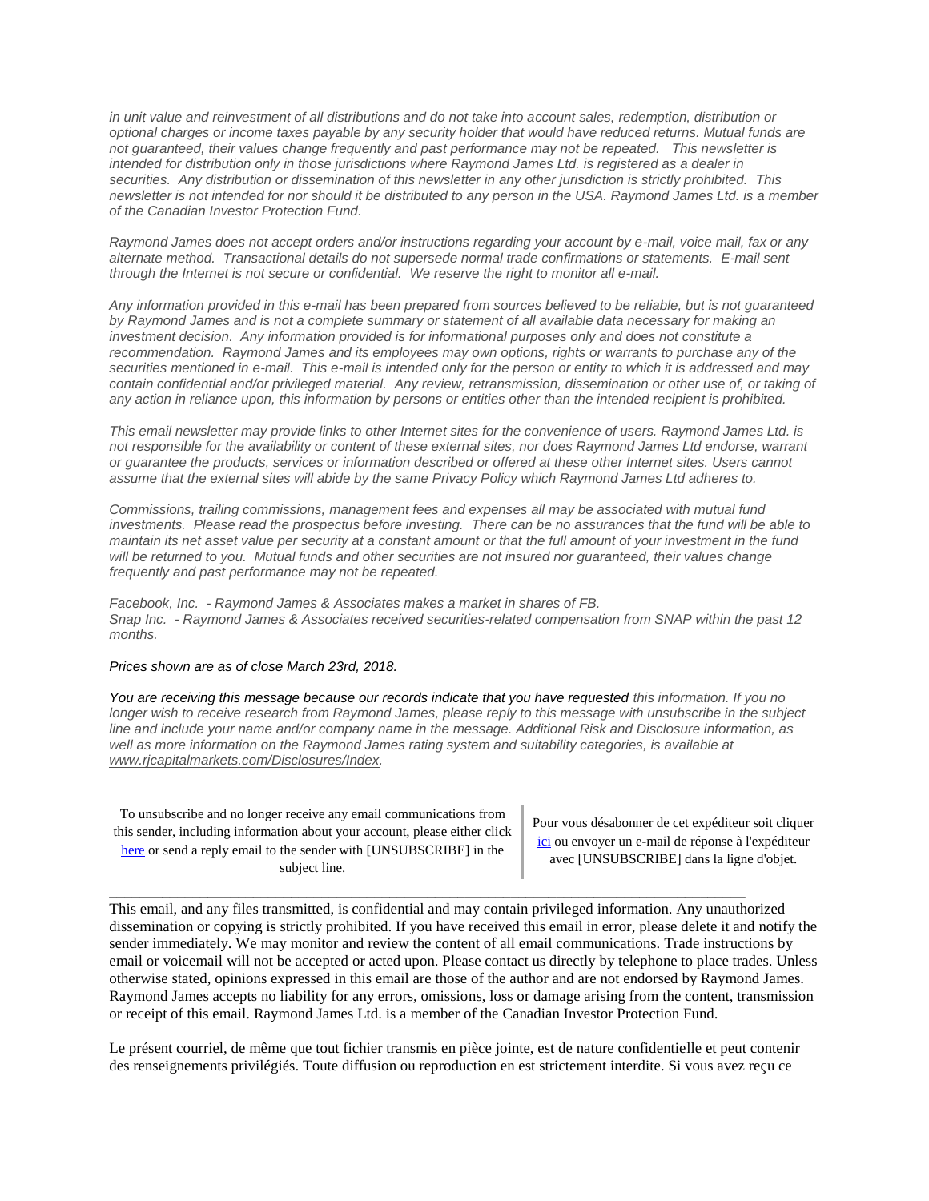*in unit value and reinvestment of all distributions and do not take into account sales, redemption, distribution or optional charges or income taxes payable by any security holder that would have reduced returns. Mutual funds are not guaranteed, their values change frequently and past performance may not be repeated. This newsletter is intended for distribution only in those jurisdictions where Raymond James Ltd. is registered as a dealer in securities. Any distribution or dissemination of this newsletter in any other jurisdiction is strictly prohibited. This newsletter is not intended for nor should it be distributed to any person in the USA. Raymond James Ltd. is a member of the Canadian Investor Protection Fund.*

*Raymond James does not accept orders and/or instructions regarding your account by e-mail, voice mail, fax or any alternate method. Transactional details do not supersede normal trade confirmations or statements. E-mail sent through the Internet is not secure or confidential. We reserve the right to monitor all e-mail.*

*Any information provided in this e-mail has been prepared from sources believed to be reliable, but is not guaranteed by Raymond James and is not a complete summary or statement of all available data necessary for making an investment decision. Any information provided is for informational purposes only and does not constitute a recommendation. Raymond James and its employees may own options, rights or warrants to purchase any of the securities mentioned in e-mail. This e-mail is intended only for the person or entity to which it is addressed and may contain confidential and/or privileged material. Any review, retransmission, dissemination or other use of, or taking of any action in reliance upon, this information by persons or entities other than the intended recipient is prohibited.*

*This email newsletter may provide links to other Internet sites for the convenience of users. Raymond James Ltd. is not responsible for the availability or content of these external sites, nor does Raymond James Ltd endorse, warrant or guarantee the products, services or information described or offered at these other Internet sites. Users cannot assume that the external sites will abide by the same Privacy Policy which Raymond James Ltd adheres to.*

*Commissions, trailing commissions, management fees and expenses all may be associated with mutual fund investments. Please read the prospectus before investing. There can be no assurances that the fund will be able to maintain its net asset value per security at a constant amount or that the full amount of your investment in the fund will be returned to you. Mutual funds and other securities are not insured nor guaranteed, their values change frequently and past performance may not be repeated.*

*Facebook, Inc. - Raymond James & Associates makes a market in shares of FB.*
*Snap Inc. - Raymond James & Associates received securities-related compensation from SNAP within the past 12 months.*

*Prices shown are as of close March 23rd, 2018.*

*You are receiving this message because our records indicate that you have requested this information. If you no longer wish to receive research from Raymond James, please reply to this message with unsubscribe in the subject line and include your name and/or company name in the message. Additional Risk and Disclosure information, as well as more information on the Raymond James rating system and suitability categories, is available at www.rjcapitalmarkets.com/Disclosures/Index.*

To unsubscribe and no longer receive any email communications from this sender, including information about your account, please either click here or send a reply email to the sender with [UNSUBSCRIBE] in the subject line.

Pour vous désabonner de cet expéditeur soit cliquer ici ou envoyer un e-mail de réponse à l'expéditeur avec [UNSUBSCRIBE] dans la ligne d'objet.

---

This email, and any files transmitted, is confidential and may contain privileged information. Any unauthorized dissemination or copying is strictly prohibited. If you have received this email in error, please delete it and notify the sender immediately. We may monitor and review the content of all email communications. Trade instructions by email or voicemail will not be accepted or acted upon. Please contact us directly by telephone to place trades. Unless otherwise stated, opinions expressed in this email are those of the author and are not endorsed by Raymond James. Raymond James accepts no liability for any errors, omissions, loss or damage arising from the content, transmission or receipt of this email. Raymond James Ltd. is a member of the Canadian Investor Protection Fund.

Le présent courriel, de même que tout fichier transmis en pièce jointe, est de nature confidentielle et peut contenir des renseignements privilégiés. Toute diffusion ou reproduction en est strictement interdite. Si vous avez reçu ce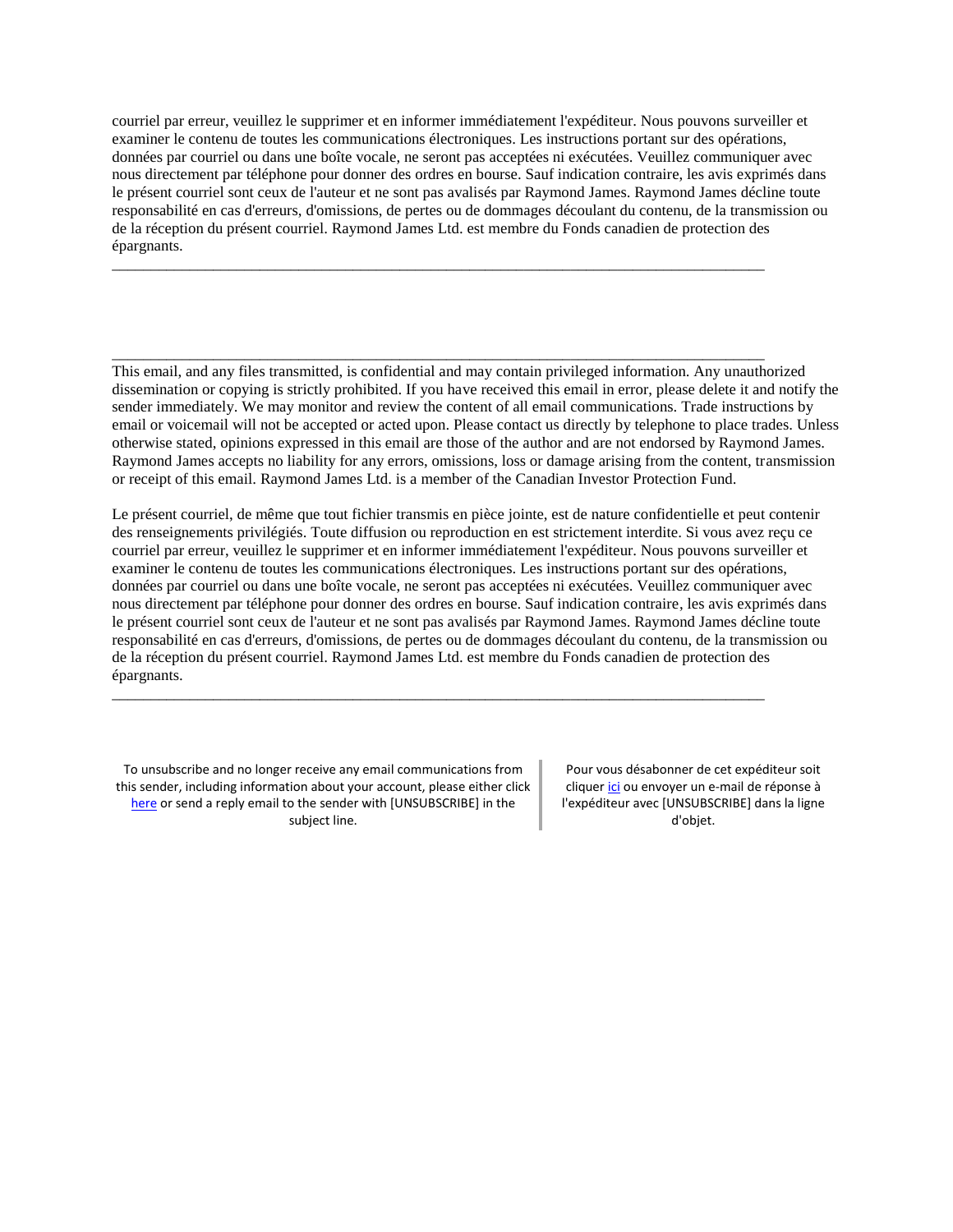courriel par erreur, veuillez le supprimer et en informer immédiatement l'expéditeur. Nous pouvons surveiller et examiner le contenu de toutes les communications électroniques. Les instructions portant sur des opérations, données par courriel ou dans une boîte vocale, ne seront pas acceptées ni exécutées. Veuillez communiquer avec nous directement par téléphone pour donner des ordres en bourse. Sauf indication contraire, les avis exprimés dans le présent courriel sont ceux de l'auteur et ne sont pas avalisés par Raymond James. Raymond James décline toute responsabilité en cas d'erreurs, d'omissions, de pertes ou de dommages découlant du contenu, de la transmission ou de la réception du présent courriel. Raymond James Ltd. est membre du Fonds canadien de protection des épargnants.

---

---

This email, and any files transmitted, is confidential and may contain privileged information. Any unauthorized dissemination or copying is strictly prohibited. If you have received this email in error, please delete it and notify the sender immediately. We may monitor and review the content of all email communications. Trade instructions by email or voicemail will not be accepted or acted upon. Please contact us directly by telephone to place trades. Unless otherwise stated, opinions expressed in this email are those of the author and are not endorsed by Raymond James. Raymond James accepts no liability for any errors, omissions, loss or damage arising from the content, transmission or receipt of this email. Raymond James Ltd. is a member of the Canadian Investor Protection Fund.

Le présent courriel, de même que tout fichier transmis en pièce jointe, est de nature confidentielle et peut contenir des renseignements privilégiés. Toute diffusion ou reproduction en est strictement interdite. Si vous avez reçu ce courriel par erreur, veuillez le supprimer et en informer immédiatement l'expéditeur. Nous pouvons surveiller et examiner le contenu de toutes les communications électroniques. Les instructions portant sur des opérations, données par courriel ou dans une boîte vocale, ne seront pas acceptées ni exécutées. Veuillez communiquer avec nous directement par téléphone pour donner des ordres en bourse. Sauf indication contraire, les avis exprimés dans le présent courriel sont ceux de l'auteur et ne sont pas avalisés par Raymond James. Raymond James décline toute responsabilité en cas d'erreurs, d'omissions, de pertes ou de dommages découlant du contenu, de la transmission ou de la réception du présent courriel. Raymond James Ltd. est membre du Fonds canadien de protection des épargnants.

---

To unsubscribe and no longer receive any email communications from this sender, including information about your account, please either click here or send a reply email to the sender with [UNSUBSCRIBE] in the subject line.

Pour vous désabonner de cet expéditeur soit cliquer ici ou envoyer un e-mail de réponse à l'expéditeur avec [UNSUBSCRIBE] dans la ligne d'objet.